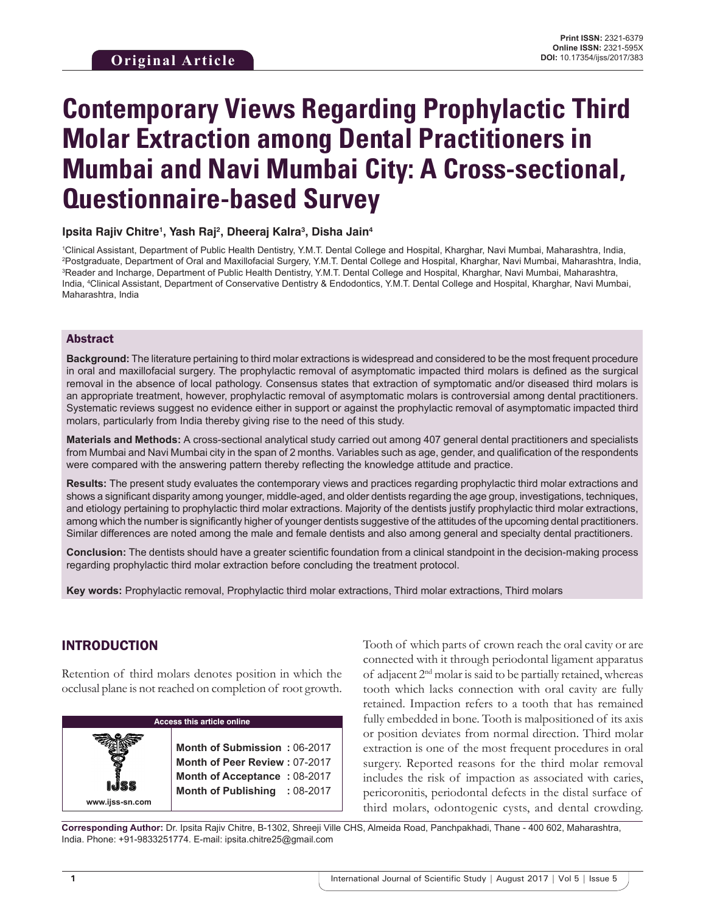Original Article

**Print ISSN:** 2321-6379
**Online ISSN:** 2321-595X
**DOI:** 10.17354/ijss/2017/383

# Contemporary Views Regarding Prophylactic Third Molar Extraction among Dental Practitioners in Mumbai and Navi Mumbai City: A Cross-sectional, Questionnaire-based Survey

**Ipsita Rajiv Chitre[1], Yash Raj[2], Dheeraj Kalra[3], Disha Jain[4]**

[1]Clinical Assistant, Department of Public Health Dentistry, Y.M.T. Dental College and Hospital, Kharghar, Navi Mumbai, Maharashtra, India, [2]Postgraduate, Department of Oral and Maxillofacial Surgery, Y.M.T. Dental College and Hospital, Kharghar, Navi Mumbai, Maharashtra, India, [3]Reader and Incharge, Department of Public Health Dentistry, Y.M.T. Dental College and Hospital, Kharghar, Navi Mumbai, Maharashtra, India, [4]Clinical Assistant, Department of Conservative Dentistry & Endodontics, Y.M.T. Dental College and Hospital, Kharghar, Navi Mumbai, Maharashtra, India

## Abstract

**Background:** The literature pertaining to third molar extractions is widespread and considered to be the most frequent procedure in oral and maxillofacial surgery. The prophylactic removal of asymptomatic impacted third molars is defined as the surgical removal in the absence of local pathology. Consensus states that extraction of symptomatic and/or diseased third molars is an appropriate treatment, however, prophylactic removal of asymptomatic molars is controversial among dental practitioners. Systematic reviews suggest no evidence either in support or against the prophylactic removal of asymptomatic impacted third molars, particularly from India thereby giving rise to the need of this study.

**Materials and Methods:** A cross-sectional analytical study carried out among 407 general dental practitioners and specialists from Mumbai and Navi Mumbai city in the span of 2 months. Variables such as age, gender, and qualification of the respondents were compared with the answering pattern thereby reflecting the knowledge attitude and practice.

**Results:** The present study evaluates the contemporary views and practices regarding prophylactic third molar extractions and shows a significant disparity among younger, middle-aged, and older dentists regarding the age group, investigations, techniques, and etiology pertaining to prophylactic third molar extractions. Majority of the dentists justify prophylactic third molar extractions, among which the number is significantly higher of younger dentists suggestive of the attitudes of the upcoming dental practitioners. Similar differences are noted among the male and female dentists and also among general and specialty dental practitioners.

**Conclusion:** The dentists should have a greater scientific foundation from a clinical standpoint in the decision-making process regarding prophylactic third molar extraction before concluding the treatment protocol.

**Key words:** Prophylactic removal, Prophylactic third molar extractions, Third molar extractions, Third molars

## INTRODUCTION

Retention of third molars denotes position in which the occlusal plane is not reached on completion of root growth. Tooth of which parts of crown reach the oral cavity or are connected with it through periodontal ligament apparatus of adjacent 2nd molar is said to be partially retained, whereas tooth which lacks connection with oral cavity are fully retained. Impaction refers to a tooth that has remained fully embedded in bone. Tooth is malpositioned of its axis or position deviates from normal direction. Third molar extraction is one of the most frequent procedures in oral surgery. Reported reasons for the third molar removal includes the risk of impaction as associated with caries, pericoronitis, periodontal defects in the distal surface of third molars, odontogenic cysts, and dental crowding.

| Access this article online | |
|---|---|
| www.ijss-sn.com | **Month of Submission :** 06-2017 |
| | **Month of Peer Review :** 07-2017 |
| | **Month of Acceptance :** 08-2017 |
| | **Month of Publishing :** 08-2017 |

**Corresponding Author:** Dr. Ipsita Rajiv Chitre, B-1302, Shreeji Ville CHS, Almeida Road, Panchpakhadi, Thane - 400 602, Maharashtra, India. Phone: +91-9833251774. E-mail: ipsita.chitre25@gmail.com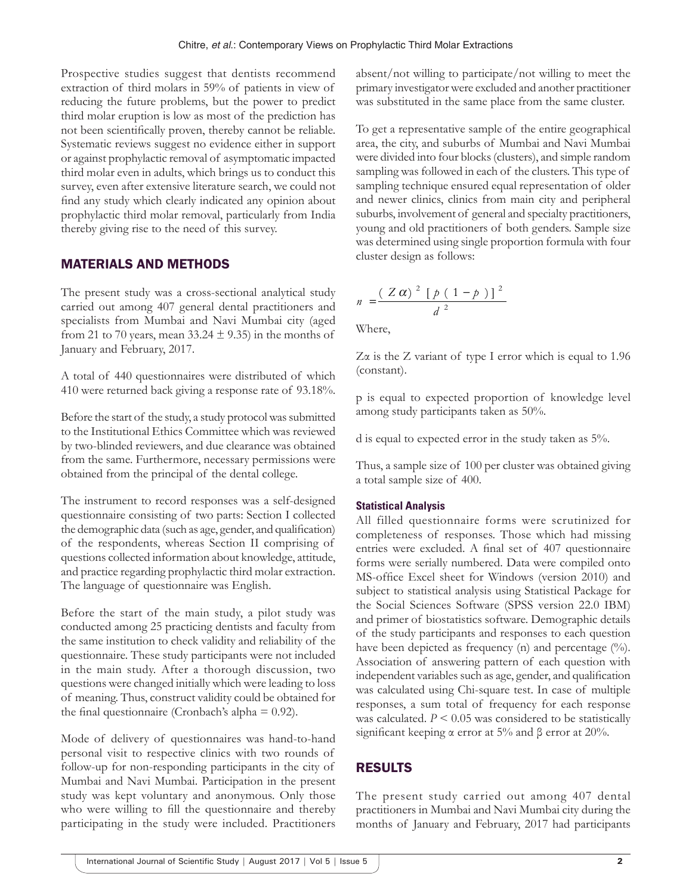Prospective studies suggest that dentists recommend extraction of third molars in 59% of patients in view of reducing the future problems, but the power to predict third molar eruption is low as most of the prediction has not been scientifically proven, thereby cannot be reliable. Systematic reviews suggest no evidence either in support or against prophylactic removal of asymptomatic impacted third molar even in adults, which brings us to conduct this survey, even after extensive literature search, we could not find any study which clearly indicated any opinion about prophylactic third molar removal, particularly from India thereby giving rise to the need of this survey.

## MATERIALS AND METHODS

The present study was a cross-sectional analytical study carried out among 407 general dental practitioners and specialists from Mumbai and Navi Mumbai city (aged from 21 to 70 years, mean 33.24 ± 9.35) in the months of January and February, 2017.

A total of 440 questionnaires were distributed of which 410 were returned back giving a response rate of 93.18%.

Before the start of the study, a study protocol was submitted to the Institutional Ethics Committee which was reviewed by two-blinded reviewers, and due clearance was obtained from the same. Furthermore, necessary permissions were obtained from the principal of the dental college.

The instrument to record responses was a self-designed questionnaire consisting of two parts: Section I collected the demographic data (such as age, gender, and qualification) of the respondents, whereas Section II comprising of questions collected information about knowledge, attitude, and practice regarding prophylactic third molar extraction. The language of questionnaire was English.

Before the start of the main study, a pilot study was conducted among 25 practicing dentists and faculty from the same institution to check validity and reliability of the questionnaire. These study participants were not included in the main study. After a thorough discussion, two questions were changed initially which were leading to loss of meaning. Thus, construct validity could be obtained for the final questionnaire (Cronbach's alpha = 0.92).

Mode of delivery of questionnaires was hand-to-hand personal visit to respective clinics with two rounds of follow-up for non-responding participants in the city of Mumbai and Navi Mumbai. Participation in the present study was kept voluntary and anonymous. Only those who were willing to fill the questionnaire and thereby participating in the study were included. Practitioners absent/not willing to participate/not willing to meet the primary investigator were excluded and another practitioner was substituted in the same place from the same cluster.

To get a representative sample of the entire geographical area, the city, and suburbs of Mumbai and Navi Mumbai were divided into four blocks (clusters), and simple random sampling was followed in each of the clusters. This type of sampling technique ensured equal representation of older and newer clinics, clinics from main city and peripheral suburbs, involvement of general and specialty practitioners, young and old practitioners of both genders. Sample size was determined using single proportion formula with four cluster design as follows:

$$n = \frac{(Z\alpha)^2 \, [p(1-p)]^2}{d^2}$$

Where,

$Z\alpha$ is the Z variant of type I error which is equal to 1.96 (constant).

p is equal to expected proportion of knowledge level among study participants taken as 50%.

d is equal to expected error in the study taken as 5%.

Thus, a sample size of 100 per cluster was obtained giving a total sample size of 400.

### Statistical Analysis

All filled questionnaire forms were scrutinized for completeness of responses. Those which had missing entries were excluded. A final set of 407 questionnaire forms were serially numbered. Data were compiled onto MS-office Excel sheet for Windows (version 2010) and subject to statistical analysis using Statistical Package for the Social Sciences Software (SPSS version 22.0 IBM) and primer of biostatistics software. Demographic details of the study participants and responses to each question have been depicted as frequency (n) and percentage (%). Association of answering pattern of each question with independent variables such as age, gender, and qualification was calculated using Chi-square test. In case of multiple responses, a sum total of frequency for each response was calculated. $P < 0.05$ was considered to be statistically significant keeping α error at 5% and β error at 20%.

## RESULTS

The present study carried out among 407 dental practitioners in Mumbai and Navi Mumbai city during the months of January and February, 2017 had participants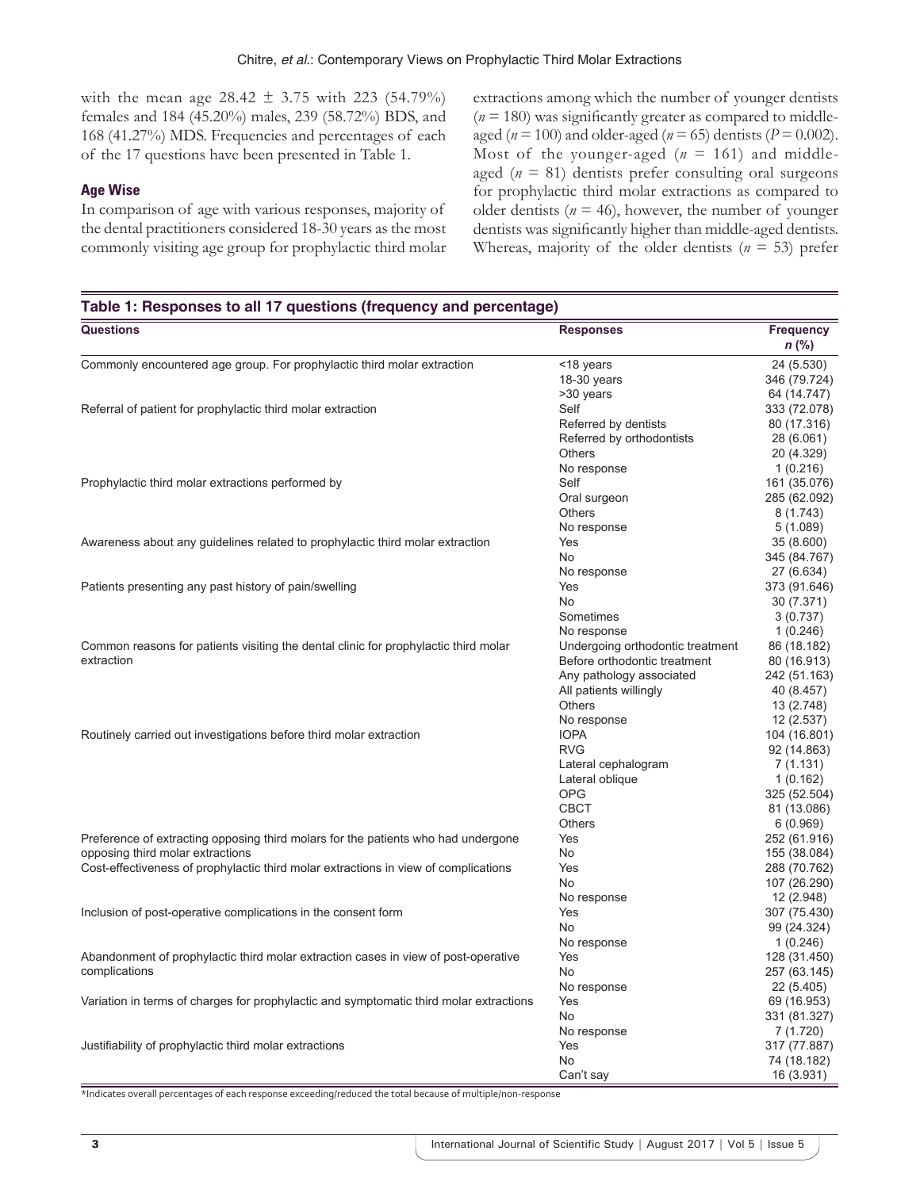with the mean age 28.42 ± 3.75 with 223 (54.79%) females and 184 (45.20%) males, 239 (58.72%) BDS, and 168 (41.27%) MDS. Frequencies and percentages of each of the 17 questions have been presented in Table 1.

### Age Wise

In comparison of age with various responses, majority of the dental practitioners considered 18-30 years as the most commonly visiting age group for prophylactic third molar extractions among which the number of younger dentists ($n = 180$) was significantly greater as compared to middle-aged ($n = 100$) and older-aged ($n = 65$) dentists ($P = 0.002$). Most of the younger-aged ($n = 161$) and middle-aged ($n = 81$) dentists prefer consulting oral surgeons for prophylactic third molar extractions as compared to older dentists ($n = 46$), however, the number of younger dentists was significantly higher than middle-aged dentists. Whereas, majority of the older dentists ($n = 53$) prefer

**Table 1: Responses to all 17 questions (frequency and percentage)**

| Questions | Responses | Frequency n (%) |
|---|---|---|
| Commonly encountered age group. For prophylactic third molar extraction | <18 years | 24 (5.530) |
| | 18-30 years | 346 (79.724) |
| | >30 years | 64 (14.747) |
| Referral of patient for prophylactic third molar extraction | Self | 333 (72.078) |
| | Referred by dentists | 80 (17.316) |
| | Referred by orthodontists | 28 (6.061) |
| | Others | 20 (4.329) |
| | No response | 1 (0.216) |
| Prophylactic third molar extractions performed by | Self | 161 (35.076) |
| | Oral surgeon | 285 (62.092) |
| | Others | 8 (1.743) |
| | No response | 5 (1.089) |
| Awareness about any guidelines related to prophylactic third molar extraction | Yes | 35 (8.600) |
| | No | 345 (84.767) |
| | No response | 27 (6.634) |
| Patients presenting any past history of pain/swelling | Yes | 373 (91.646) |
| | No | 30 (7.371) |
| | Sometimes | 3 (0.737) |
| | No response | 1 (0.246) |
| Common reasons for patients visiting the dental clinic for prophylactic third molar extraction | Undergoing orthodontic treatment | 86 (18.182) |
| | Before orthodontic treatment | 80 (16.913) |
| | Any pathology associated | 242 (51.163) |
| | All patients willingly | 40 (8.457) |
| | Others | 13 (2.748) |
| | No response | 12 (2.537) |
| Routinely carried out investigations before third molar extraction | IOPA | 104 (16.801) |
| | RVG | 92 (14.863) |
| | Lateral cephalogram | 7 (1.131) |
| | Lateral oblique | 1 (0.162) |
| | OPG | 325 (52.504) |
| | CBCT | 81 (13.086) |
| | Others | 6 (0.969) |
| Preference of extracting opposing third molars for the patients who had undergone opposing third molar extractions | Yes | 252 (61.916) |
| | No | 155 (38.084) |
| Cost-effectiveness of prophylactic third molar extractions in view of complications | Yes | 288 (70.762) |
| | No | 107 (26.290) |
| | No response | 12 (2.948) |
| Inclusion of post-operative complications in the consent form | Yes | 307 (75.430) |
| | No | 99 (24.324) |
| | No response | 1 (0.246) |
| Abandonment of prophylactic third molar extraction cases in view of post-operative complications | Yes | 128 (31.450) |
| | No | 257 (63.145) |
| | No response | 22 (5.405) |
| Variation in terms of charges for prophylactic and symptomatic third molar extractions | Yes | 69 (16.953) |
| | No | 331 (81.327) |
| | No response | 7 (1.720) |
| Justifiability of prophylactic third molar extractions | Yes | 317 (77.887) |
| | No | 74 (18.182) |
| | Can't say | 16 (3.931) |

*Indicates overall percentages of each response exceeding/reduced the total because of multiple/non-response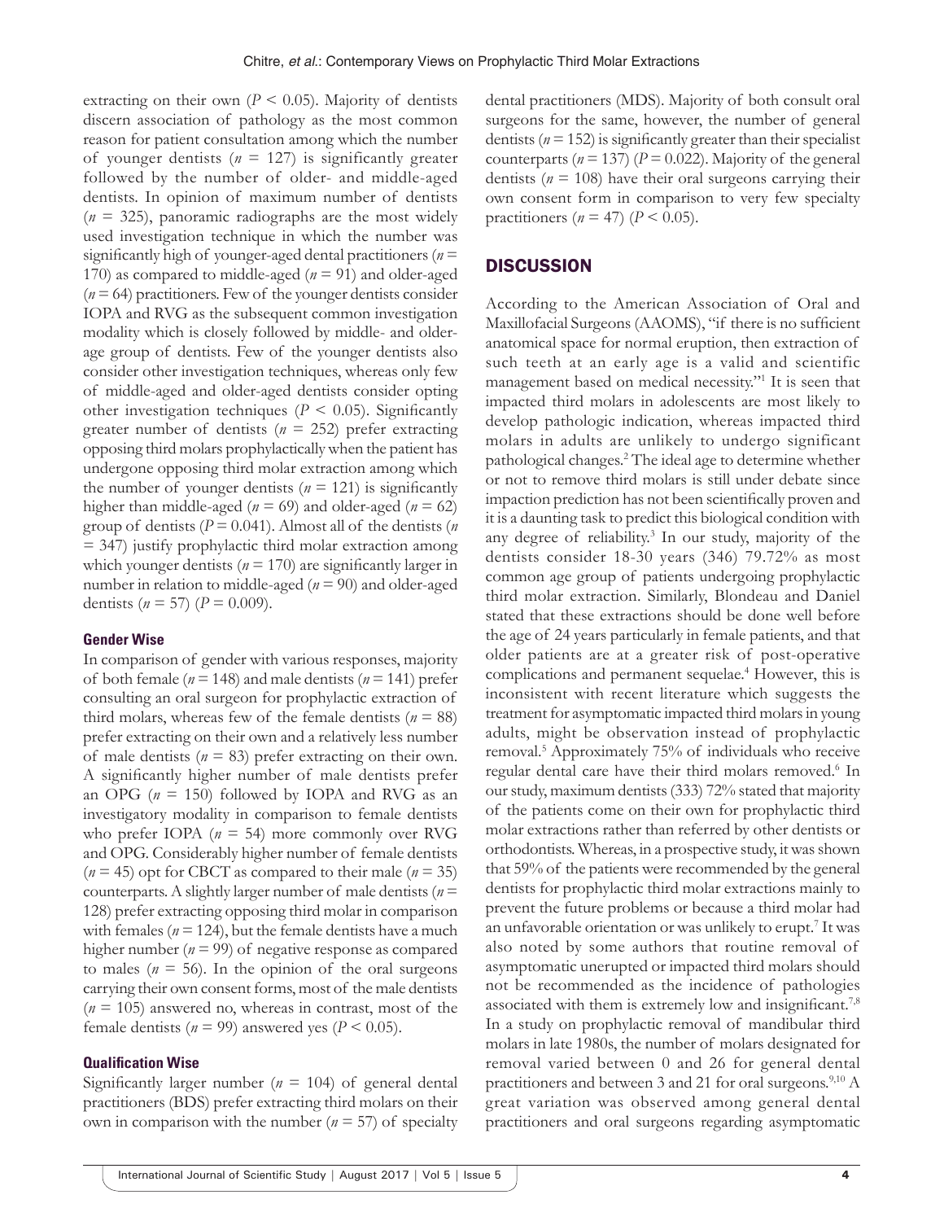extracting on their own ($P < 0.05$). Majority of dentists discern association of pathology as the most common reason for patient consultation among which the number of younger dentists ($n = 127$) is significantly greater followed by the number of older- and middle-aged dentists. In opinion of maximum number of dentists ($n = 325$), panoramic radiographs are the most widely used investigation technique in which the number was significantly high of younger-aged dental practitioners ($n = 170$) as compared to middle-aged ($n = 91$) and older-aged ($n = 64$) practitioners. Few of the younger dentists consider IOPA and RVG as the subsequent common investigation modality which is closely followed by middle- and older-age group of dentists. Few of the younger dentists also consider other investigation techniques, whereas only few of middle-aged and older-aged dentists consider opting other investigation techniques ($P < 0.05$). Significantly greater number of dentists ($n = 252$) prefer extracting opposing third molars prophylactically when the patient has undergone opposing third molar extraction among which the number of younger dentists ($n = 121$) is significantly higher than middle-aged ($n = 69$) and older-aged ($n = 62$) group of dentists ($P = 0.041$). Almost all of the dentists ($n = 347$) justify prophylactic third molar extraction among which younger dentists ($n = 170$) are significantly larger in number in relation to middle-aged ($n = 90$) and older-aged dentists ($n = 57$) ($P = 0.009$).

#### Gender Wise

In comparison of gender with various responses, majority of both female ($n = 148$) and male dentists ($n = 141$) prefer consulting an oral surgeon for prophylactic extraction of third molars, whereas few of the female dentists ($n = 88$) prefer extracting on their own and a relatively less number of male dentists ($n = 83$) prefer extracting on their own. A significantly higher number of male dentists prefer an OPG ($n = 150$) followed by IOPA and RVG as an investigatory modality in comparison to female dentists who prefer IOPA ($n = 54$) more commonly over RVG and OPG. Considerably higher number of female dentists ($n = 45$) opt for CBCT as compared to their male ($n = 35$) counterparts. A slightly larger number of male dentists ($n = 128$) prefer extracting opposing third molar in comparison with females ($n = 124$), but the female dentists have a much higher number ($n = 99$) of negative response as compared to males ($n = 56$). In the opinion of the oral surgeons carrying their own consent forms, most of the male dentists ($n = 105$) answered no, whereas in contrast, most of the female dentists ($n = 99$) answered yes ($P < 0.05$).

#### Qualification Wise

Significantly larger number ($n = 104$) of general dental practitioners (BDS) prefer extracting third molars on their own in comparison with the number ($n = 57$) of specialty dental practitioners (MDS). Majority of both consult oral surgeons for the same, however, the number of general dentists ($n = 152$) is significantly greater than their specialist counterparts ($n = 137$) ($P = 0.022$). Majority of the general dentists ($n = 108$) have their oral surgeons carrying their own consent form in comparison to very few specialty practitioners ($n = 47$) ($P < 0.05$).

## DISCUSSION

According to the American Association of Oral and Maxillofacial Surgeons (AAOMS), "if there is no sufficient anatomical space for normal eruption, then extraction of such teeth at an early age is a valid and scientific management based on medical necessity."[1] It is seen that impacted third molars in adolescents are most likely to develop pathologic indication, whereas impacted third molars in adults are unlikely to undergo significant pathological changes.[2] The ideal age to determine whether or not to remove third molars is still under debate since impaction prediction has not been scientifically proven and it is a daunting task to predict this biological condition with any degree of reliability.[3] In our study, majority of the dentists consider 18-30 years (346) 79.72% as most common age group of patients undergoing prophylactic third molar extraction. Similarly, Blondeau and Daniel stated that these extractions should be done well before the age of 24 years particularly in female patients, and that older patients are at a greater risk of post-operative complications and permanent sequelae.[4] However, this is inconsistent with recent literature which suggests the treatment for asymptomatic impacted third molars in young adults, might be observation instead of prophylactic removal.[5] Approximately 75% of individuals who receive regular dental care have their third molars removed.[6] In our study, maximum dentists (333) 72% stated that majority of the patients come on their own for prophylactic third molar extractions rather than referred by other dentists or orthodontists. Whereas, in a prospective study, it was shown that 59% of the patients were recommended by the general dentists for prophylactic third molar extractions mainly to prevent the future problems or because a third molar had an unfavorable orientation or was unlikely to erupt.[7] It was also noted by some authors that routine removal of asymptomatic unerupted or impacted third molars should not be recommended as the incidence of pathologies associated with them is extremely low and insignificant.[7,8] In a study on prophylactic removal of mandibular third molars in late 1980s, the number of molars designated for removal varied between 0 and 26 for general dental practitioners and between 3 and 21 for oral surgeons.[9,10] A great variation was observed among general dental practitioners and oral surgeons regarding asymptomatic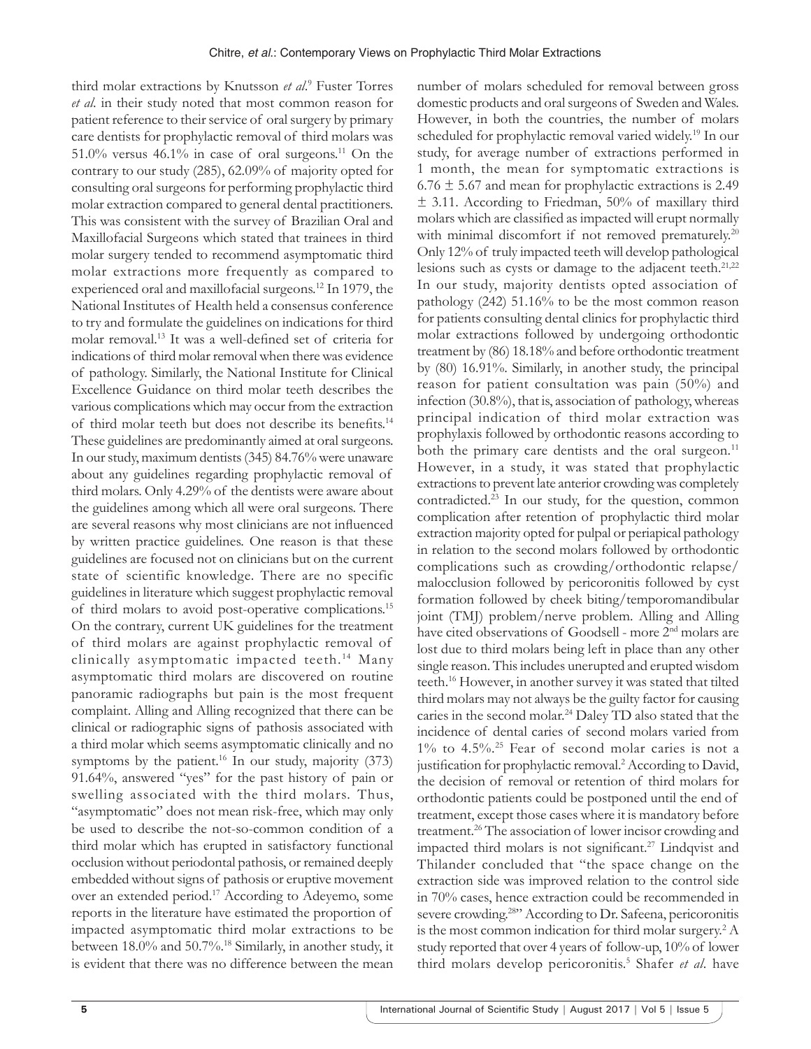third molar extractions by Knutsson *et al*.[9] Fuster Torres *et al.* in their study noted that most common reason for patient reference to their service of oral surgery by primary care dentists for prophylactic removal of third molars was 51.0% versus 46.1% in case of oral surgeons.[11] On the contrary to our study (285), 62.09% of majority opted for consulting oral surgeons for performing prophylactic third molar extraction compared to general dental practitioners. This was consistent with the survey of Brazilian Oral and Maxillofacial Surgeons which stated that trainees in third molar surgery tended to recommend asymptomatic third molar extractions more frequently as compared to experienced oral and maxillofacial surgeons.[12] In 1979, the National Institutes of Health held a consensus conference to try and formulate the guidelines on indications for third molar removal.[13] It was a well-defined set of criteria for indications of third molar removal when there was evidence of pathology. Similarly, the National Institute for Clinical Excellence Guidance on third molar teeth describes the various complications which may occur from the extraction of third molar teeth but does not describe its benefits.[14] These guidelines are predominantly aimed at oral surgeons. In our study, maximum dentists (345) 84.76% were unaware about any guidelines regarding prophylactic removal of third molars. Only 4.29% of the dentists were aware about the guidelines among which all were oral surgeons. There are several reasons why most clinicians are not influenced by written practice guidelines. One reason is that these guidelines are focused not on clinicians but on the current state of scientific knowledge. There are no specific guidelines in literature which suggest prophylactic removal of third molars to avoid post-operative complications.[15] On the contrary, current UK guidelines for the treatment of third molars are against prophylactic removal of clinically asymptomatic impacted teeth.[14] Many asymptomatic third molars are discovered on routine panoramic radiographs but pain is the most frequent complaint. Alling and Alling recognized that there can be clinical or radiographic signs of pathosis associated with a third molar which seems asymptomatic clinically and no symptoms by the patient.[16] In our study, majority (373) 91.64%, answered "yes" for the past history of pain or swelling associated with the third molars. Thus, "asymptomatic" does not mean risk-free, which may only be used to describe the not-so-common condition of a third molar which has erupted in satisfactory functional occlusion without periodontal pathosis, or remained deeply embedded without signs of pathosis or eruptive movement over an extended period.[17] According to Adeyemo, some reports in the literature have estimated the proportion of impacted asymptomatic third molar extractions to be between 18.0% and 50.7%.[18] Similarly, in another study, it is evident that there was no difference between the mean number of molars scheduled for removal between gross domestic products and oral surgeons of Sweden and Wales. However, in both the countries, the number of molars scheduled for prophylactic removal varied widely.[19] In our study, for average number of extractions performed in 1 month, the mean for symptomatic extractions is 6.76 ± 5.67 and mean for prophylactic extractions is 2.49 ± 3.11. According to Friedman, 50% of maxillary third molars which are classified as impacted will erupt normally with minimal discomfort if not removed prematurely.[20] Only 12% of truly impacted teeth will develop pathological lesions such as cysts or damage to the adjacent teeth.[21,22] In our study, majority dentists opted association of pathology (242) 51.16% to be the most common reason for patients consulting dental clinics for prophylactic third molar extractions followed by undergoing orthodontic treatment by (86) 18.18% and before orthodontic treatment by (80) 16.91%. Similarly, in another study, the principal reason for patient consultation was pain (50%) and infection (30.8%), that is, association of pathology, whereas principal indication of third molar extraction was prophylaxis followed by orthodontic reasons according to both the primary care dentists and the oral surgeon.[11] However, in a study, it was stated that prophylactic extractions to prevent late anterior crowding was completely contradicted.[23] In our study, for the question, common complication after retention of prophylactic third molar extraction majority opted for pulpal or periapical pathology in relation to the second molars followed by orthodontic complications such as crowding/orthodontic relapse/malocclusion followed by pericoronitis followed by cyst formation followed by cheek biting/temporomandibular joint (TMJ) problem/nerve problem. Alling and Alling have cited observations of Goodsell - more 2nd molars are lost due to third molars being left in place than any other single reason. This includes unerupted and erupted wisdom teeth.[16] However, in another survey it was stated that tilted third molars may not always be the guilty factor for causing caries in the second molar.[24] Daley TD also stated that the incidence of dental caries of second molars varied from 1% to 4.5%.[25] Fear of second molar caries is not a justification for prophylactic removal.[2] According to David, the decision of removal or retention of third molars for orthodontic patients could be postponed until the end of treatment, except those cases where it is mandatory before treatment.[26] The association of lower incisor crowding and impacted third molars is not significant.[27] Lindqvist and Thilander concluded that "the space change on the extraction side was improved relation to the control side in 70% cases, hence extraction could be recommended in severe crowding.[28]" According to Dr. Safeena, pericoronitis is the most common indication for third molar surgery.[2] A study reported that over 4 years of follow-up, 10% of lower third molars develop pericoronitis.[5] Shafer *et al*. have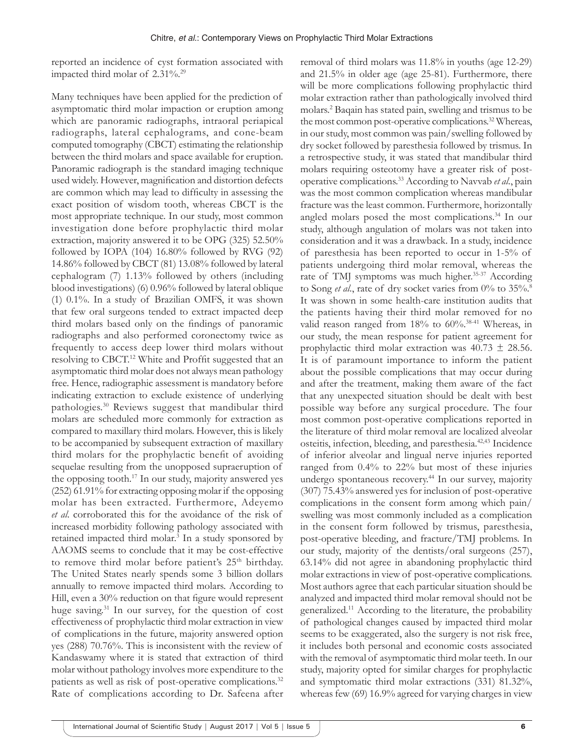reported an incidence of cyst formation associated with impacted third molar of 2.31%.[29]

Many techniques have been applied for the prediction of asymptomatic third molar impaction or eruption among which are panoramic radiographs, intraoral periapical radiographs, lateral cephalograms, and cone-beam computed tomography (CBCT) estimating the relationship between the third molars and space available for eruption. Panoramic radiograph is the standard imaging technique used widely. However, magnification and distortion defects are common which may lead to difficulty in assessing the exact position of wisdom tooth, whereas CBCT is the most appropriate technique. In our study, most common investigation done before prophylactic third molar extraction, majority answered it to be OPG (325) 52.50% followed by IOPA (104) 16.80% followed by RVG (92) 14.86% followed by CBCT (81) 13.08% followed by lateral cephalogram (7) 1.13% followed by others (including blood investigations) (6) 0.96% followed by lateral oblique (1) 0.1%. In a study of Brazilian OMFS, it was shown that few oral surgeons tended to extract impacted deep third molars based only on the findings of panoramic radiographs and also performed coronectomy twice as frequently to access deep lower third molars without resolving to CBCT.[12] White and Proffit suggested that an asymptomatic third molar does not always mean pathology free. Hence, radiographic assessment is mandatory before indicating extraction to exclude existence of underlying pathologies.[30] Reviews suggest that mandibular third molars are scheduled more commonly for extraction as compared to maxillary third molars. However, this is likely to be accompanied by subsequent extraction of maxillary third molars for the prophylactic benefit of avoiding sequelae resulting from the unopposed supraeruption of the opposing tooth.[17] In our study, majority answered yes (252) 61.91% for extracting opposing molar if the opposing molar has been extracted. Furthermore, Adeyemo *et al*. corroborated this for the avoidance of the risk of increased morbidity following pathology associated with retained impacted third molar.[3] In a study sponsored by AAOMS seems to conclude that it may be cost-effective to remove third molar before patient's 25th birthday. The United States nearly spends some 3 billion dollars annually to remove impacted third molars. According to Hill, even a 30% reduction on that figure would represent huge saving.[31] In our survey, for the question of cost effectiveness of prophylactic third molar extraction in view of complications in the future, majority answered option yes (288) 70.76%. This is inconsistent with the review of Kandaswamy where it is stated that extraction of third molar without pathology involves more expenditure to the patients as well as risk of post-operative complications.[32] Rate of complications according to Dr. Safeena after removal of third molars was 11.8% in youths (age 12-29) and 21.5% in older age (age 25-81). Furthermore, there will be more complications following prophylactic third molar extraction rather than pathologically involved third molars.[2] Baqain has stated pain, swelling and trismus to be the most common post-operative complications.[32] Whereas, in our study, most common was pain/swelling followed by dry socket followed by paresthesia followed by trismus. In a retrospective study, it was stated that mandibular third molars requiring osteotomy have a greater risk of post-operative complications.[33] According to Navvab *et al*., pain was the most common complication whereas mandibular fracture was the least common. Furthermore, horizontally angled molars posed the most complications.[34] In our study, although angulation of molars was not taken into consideration and it was a drawback. In a study, incidence of paresthesia has been reported to occur in 1-5% of patients undergoing third molar removal, whereas the rate of TMJ symptoms was much higher.[35-37] According to Song *et al*., rate of dry socket varies from 0% to 35%.[8] It was shown in some health-care institution audits that the patients having their third molar removed for no valid reason ranged from 18% to 60%.[38-41] Whereas, in our study, the mean response for patient agreement for prophylactic third molar extraction was 40.73 ± 28.56. It is of paramount importance to inform the patient about the possible complications that may occur during and after the treatment, making them aware of the fact that any unexpected situation should be dealt with best possible way before any surgical procedure. The four most common post-operative complications reported in the literature of third molar removal are localized alveolar osteitis, infection, bleeding, and paresthesia.[42,43] Incidence of inferior alveolar and lingual nerve injuries reported ranged from 0.4% to 22% but most of these injuries undergo spontaneous recovery.[44] In our survey, majority (307) 75.43% answered yes for inclusion of post-operative complications in the consent form among which pain/swelling was most commonly included as a complication in the consent form followed by trismus, paresthesia, post-operative bleeding, and fracture/TMJ problems. In our study, majority of the dentists/oral surgeons (257), 63.14% did not agree in abandoning prophylactic third molar extractions in view of post-operative complications. Most authors agree that each particular situation should be analyzed and impacted third molar removal should not be generalized.[11] According to the literature, the probability of pathological changes caused by impacted third molar seems to be exaggerated, also the surgery is not risk free, it includes both personal and economic costs associated with the removal of asymptomatic third molar teeth. In our study, majority opted for similar charges for prophylactic and symptomatic third molar extractions (331) 81.32%, whereas few (69) 16.9% agreed for varying charges in view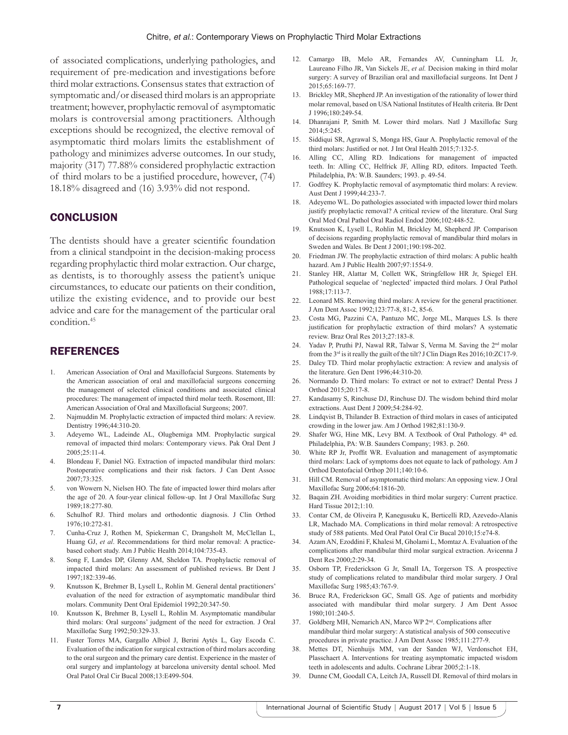of associated complications, underlying pathologies, and requirement of pre-medication and investigations before third molar extractions. Consensus states that extraction of symptomatic and/or diseased third molars is an appropriate treatment; however, prophylactic removal of asymptomatic molars is controversial among practitioners. Although exceptions should be recognized, the elective removal of asymptomatic third molars limits the establishment of pathology and minimizes adverse outcomes. In our study, majority (317) 77.88% considered prophylactic extraction of third molars to be a justified procedure, however, (74) 18.18% disagreed and (16) 3.93% did not respond.

## CONCLUSION

The dentists should have a greater scientific foundation from a clinical standpoint in the decision-making process regarding prophylactic third molar extraction. Our charge, as dentists, is to thoroughly assess the patient's unique circumstances, to educate our patients on their condition, utilize the existing evidence, and to provide our best advice and care for the management of the particular oral condition.[45]

## REFERENCES

1. American Association of Oral and Maxillofacial Surgeons. Statements by the American association of oral and maxillofacial surgeons concerning the management of selected clinical conditions and associated clinical procedures: The management of impacted third molar teeth. Rosemont, III: American Association of Oral and Maxillofacial Surgeons; 2007.
2. Najmuddin M. Prophylactic extraction of impacted third molars: A review. Dentistry 1996;44:310-20.
3. Adeyemo WL, Ladeinde AL, Olugbemiga MM. Prophylactic surgical removal of impacted third molars: Contemporary views. Pak Oral Dent J 2005;25:11-4.
4. Blondeau F, Daniel NG. Extraction of impacted mandibular third molars: Postoperative complications and their risk factors. J Can Dent Assoc 2007;73:325.
5. von Wowern N, Nielsen HO. The fate of impacted lower third molars after the age of 20. A four-year clinical follow-up. Int J Oral Maxillofac Surg 1989;18:277-80.
6. Schulhof RJ. Third molars and orthodontic diagnosis. J Clin Orthod 1976;10:272-81.
7. Cunha-Cruz J, Rothen M, Spiekerman C, Drangsholt M, McClellan L, Huang GJ, *et al*. Recommendations for third molar removal: A practice-based cohort study. Am J Public Health 2014;104:735-43.
8. Song F, Landes DP, Glenny AM, Sheldon TA. Prophylactic removal of impacted third molars: An assessment of published reviews. Br Dent J 1997;182:339-46.
9. Knutsson K, Brehmer B, Lysell L, Rohlin M. General dental practitioners' evaluation of the need for extraction of asymptomatic mandibular third molars. Community Dent Oral Epidemiol 1992;20:347-50.
10. Knutsson K, Brehmer B, Lysell L, Rohlin M. Asymptomatic mandibular third molars: Oral surgeons' judgment of the need for extraction. J Oral Maxillofac Surg 1992;50:329-33.
11. Fuster Torres MA, Gargallo Albiol J, Berini Aytés L, Gay Escoda C. Evaluation of the indication for surgical extraction of third molars according to the oral surgeon and the primary care dentist. Experience in the master of oral surgery and implantology at barcelona university dental school. Med Oral Patol Oral Cir Bucal 2008;13:E499-504.
12. Camargo IB, Melo AR, Fernandes AV, Cunningham LL Jr, Laureano Filho JR, Van Sickels JE, *et al.* Decision making in third molar surgery: A survey of Brazilian oral and maxillofacial surgeons. Int Dent J 2015;65:169-77.
13. Brickley MR, Shepherd JP. An investigation of the rationality of lower third molar removal, based on USA National Institutes of Health criteria. Br Dent J 1996;180:249-54.
14. Dhanrajani P, Smith M. Lower third molars. Natl J Maxillofac Surg 2014;5:245.
15. Siddiqui SR, Agrawal S, Monga HS, Gaur A. Prophylactic removal of the third molars: Justified or not. J Int Oral Health 2015;7:132-5.
16. Alling CC, Alling RD. Indications for management of impacted teeth. In: Alling CC, Helfrick JF, Alling RD, editors. Impacted Teeth. Philadelphia, PA: W.B. Saunders; 1993. p. 49-54.
17. Godfrey K. Prophylactic removal of asymptomatic third molars: A review. Aust Dent J 1999;44:233-7.
18. Adeyemo WL. Do pathologies associated with impacted lower third molars justify prophylactic removal? A critical review of the literature. Oral Surg Oral Med Oral Pathol Oral Radiol Endod 2006;102:448-52.
19. Knutsson K, Lysell L, Rohlin M, Brickley M, Shepherd JP. Comparison of decisions regarding prophylactic removal of mandibular third molars in Sweden and Wales. Br Dent J 2001;190:198-202.
20. Friedman JW. The prophylactic extraction of third molars: A public health hazard. Am J Public Health 2007;97:1554-9.
21. Stanley HR, Alattar M, Collett WK, Stringfellow HR Jr, Spiegel EH. Pathological sequelae of 'neglected' impacted third molars. J Oral Pathol 1988;17:113-7.
22. Leonard MS. Removing third molars: A review for the general practitioner. J Am Dent Assoc 1992;123:77-8, 81-2, 85-6.
23. Costa MG, Pazzini CA, Pantuzo MC, Jorge ML, Marques LS. Is there justification for prophylactic extraction of third molars? A systematic review. Braz Oral Res 2013;27:183-8.
24. Yadav P, Pruthi PJ, Nawal RR, Talwar S, Verma M. Saving the 2nd molar from the 3rd is it really the guilt of the tilt? J Clin Diagn Res 2016;10:ZC17-9.
25. Daley TD. Third molar prophylactic extraction: A review and analysis of the literature. Gen Dent 1996;44:310-20.
26. Normando D. Third molars: To extract or not to extract? Dental Press J Orthod 2015;20:17-8.
27. Kandasamy S, Rinchuse DJ, Rinchuse DJ. The wisdom behind third molar extractions. Aust Dent J 2009;54:284-92.
28. Lindqvist B, Thilander B. Extraction of third molars in cases of anticipated crowding in the lower jaw. Am J Orthod 1982;81:130-9.
29. Shafer WG, Hine MK, Levy BM. A Textbook of Oral Pathology. 4th ed. Philadelphia, PA: W.B. Saunders Company; 1983. p. 260.
30. White RP Jr, Proffit WR. Evaluation and management of asymptomatic third molars: Lack of symptoms does not equate to lack of pathology. Am J Orthod Dentofacial Orthop 2011;140:10-6.
31. Hill CM. Removal of asymptomatic third molars: An opposing view. J Oral Maxillofac Surg 2006;64:1816-20.
32. Baqain ZH. Avoiding morbidities in third molar surgery: Current practice. Hard Tissue 2012;1:10.
33. Contar CM, de Oliveira P, Kanegusuku K, Berticelli RD, Azevedo-Alanis LR, Machado MA. Complications in third molar removal: A retrospective study of 588 patients. Med Oral Patol Oral Cir Bucal 2010;15:e74-8.
34. Azam AN, Ezoddini F, Khalesi M, Gholami L, Momtaz A. Evaluation of the complications after mandibular third molar surgical extraction. Avicenna J Dent Res 2000;2:29-34.
35. Osborn TP, Frederickson G Jr, Small IA, Torgerson TS. A prospective study of complications related to mandibular third molar surgery. J Oral Maxillofac Surg 1985;43:767-9.
36. Bruce RA, Frederickson GC, Small GS. Age of patients and morbidity associated with mandibular third molar surgery. J Am Dent Assoc 1980;101:240-5.
37. Goldberg MH, Nemarich AN, Marco WP 2nd. Complications after mandibular third molar surgery: A statistical analysis of 500 consecutive procedures in private practice. J Am Dent Assoc 1985;111:277-9.
38. Mettes DT, Nienhuijs MM, van der Sanden WJ, Verdonschot EH, Plasschaert A. Interventions for treating asymptomatic impacted wisdom teeth in adolescents and adults. Cochrane Librar 2005;2:1-18.
39. Dunne CM, Goodall CA, Leitch JA, Russell DI. Removal of third molars in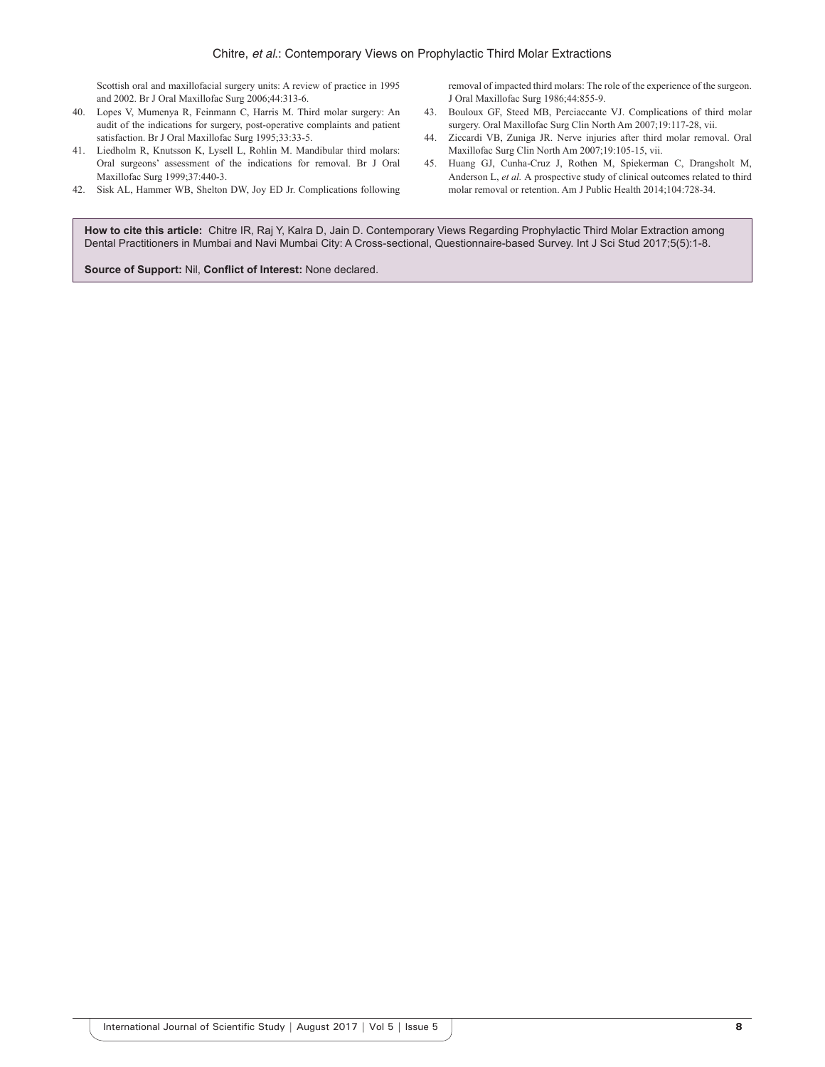Scottish oral and maxillofacial surgery units: A review of practice in 1995 and 2002. Br J Oral Maxillofac Surg 2006;44:313-6.

40. Lopes V, Mumenya R, Feinmann C, Harris M. Third molar surgery: An audit of the indications for surgery, post-operative complaints and patient satisfaction. Br J Oral Maxillofac Surg 1995;33:33-5.
41. Liedholm R, Knutsson K, Lysell L, Rohlin M. Mandibular third molars: Oral surgeons' assessment of the indications for removal. Br J Oral Maxillofac Surg 1999;37:440-3.
42. Sisk AL, Hammer WB, Shelton DW, Joy ED Jr. Complications following removal of impacted third molars: The role of the experience of the surgeon. J Oral Maxillofac Surg 1986;44:855-9.
43. Bouloux GF, Steed MB, Perciaccante VJ. Complications of third molar surgery. Oral Maxillofac Surg Clin North Am 2007;19:117-28, vii.
44. Ziccardi VB, Zuniga JR. Nerve injuries after third molar removal. Oral Maxillofac Surg Clin North Am 2007;19:105-15, vii.
45. Huang GJ, Cunha-Cruz J, Rothen M, Spiekerman C, Drangsholt M, Anderson L, *et al.* A prospective study of clinical outcomes related to third molar removal or retention. Am J Public Health 2014;104:728-34.

**How to cite this article:** Chitre IR, Raj Y, Kalra D, Jain D. Contemporary Views Regarding Prophylactic Third Molar Extraction among Dental Practitioners in Mumbai and Navi Mumbai City: A Cross-sectional, Questionnaire-based Survey. Int J Sci Stud 2017;5(5):1-8.

**Source of Support:** Nil, **Conflict of Interest:** None declared.